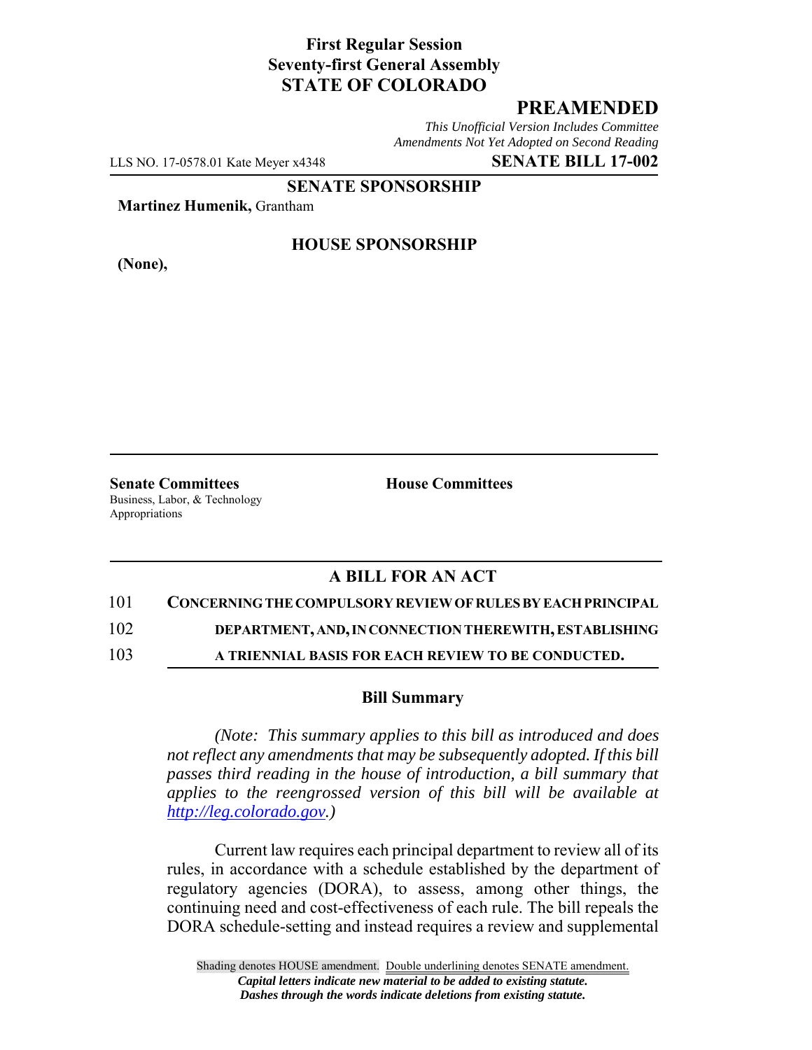**First Regular Session**
**Seventy-first General Assembly**
**STATE OF COLORADO**

## PREAMENDED

*This Unofficial Version Includes Committee Amendments Not Yet Adopted on Second Reading*

LLS NO. 17-0578.01 Kate Meyer x4348 **SENATE BILL 17-002**

**SENATE SPONSORSHIP**

**Martinez Humenik,** Grantham

**HOUSE SPONSORSHIP**

**(None),**

**Senate Committees**
Business, Labor, & Technology
Appropriations

**House Committees**

### A BILL FOR AN ACT

101 **CONCERNING THE COMPULSORY REVIEW OF RULES BY EACH PRINCIPAL**
102 **DEPARTMENT, AND, IN CONNECTION THEREWITH, ESTABLISHING**
103 **A TRIENNIAL BASIS FOR EACH REVIEW TO BE CONDUCTED.**

### Bill Summary

*(Note: This summary applies to this bill as introduced and does not reflect any amendments that may be subsequently adopted. If this bill passes third reading in the house of introduction, a bill summary that applies to the reengrossed version of this bill will be available at http://leg.colorado.gov.)*

Current law requires each principal department to review all of its rules, in accordance with a schedule established by the department of regulatory agencies (DORA), to assess, among other things, the continuing need and cost-effectiveness of each rule. The bill repeals the DORA schedule-setting and instead requires a review and supplemental

Shading denotes HOUSE amendment. Double underlining denotes SENATE amendment.
*Capital letters indicate new material to be added to existing statute.*
*Dashes through the words indicate deletions from existing statute.*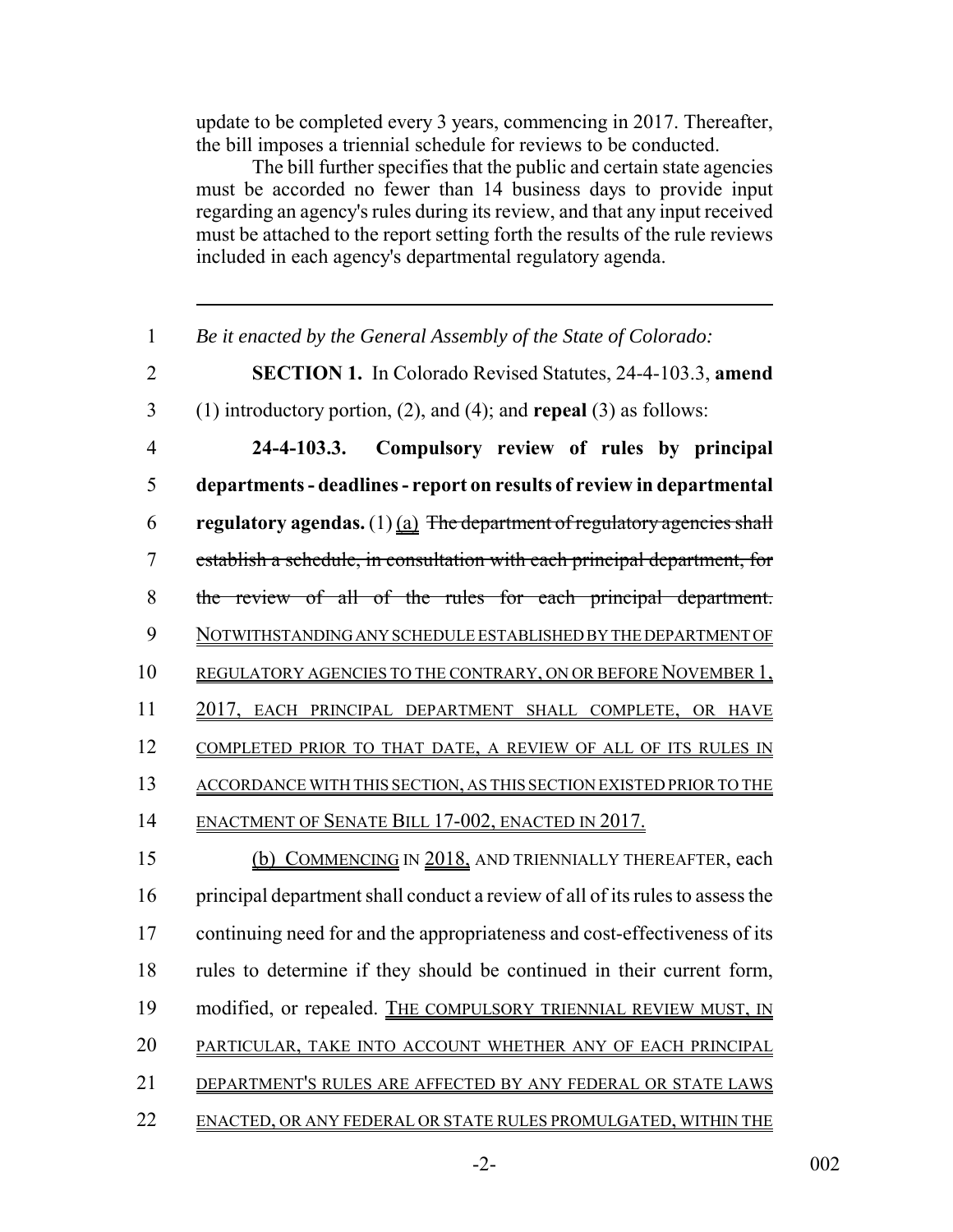update to be completed every 3 years, commencing in 2017. Thereafter, the bill imposes a triennial schedule for reviews to be conducted.

The bill further specifies that the public and certain state agencies must be accorded no fewer than 14 business days to provide input regarding an agency's rules during its review, and that any input received must be attached to the report setting forth the results of the rule reviews included in each agency's departmental regulatory agenda.

---

1 *Be it enacted by the General Assembly of the State of Colorado:*

2 **SECTION 1.** In Colorado Revised Statutes, 24-4-103.3, **amend**

3 (1) introductory portion, (2), and (4); and **repeal** (3) as follows:

4 **24-4-103.3. Compulsory review of rules by principal**

5 **departments - deadlines - report on results of review in departmental**

6 **regulatory agendas.** (1) (a) ~~The department of regulatory agencies shall~~

7 ~~establish a schedule, in consultation with each principal department, for~~

8 ~~the review of all of the rules for each principal department.~~

9 NOTWITHSTANDING ANY SCHEDULE ESTABLISHED BY THE DEPARTMENT OF

10 REGULATORY AGENCIES TO THE CONTRARY, ON OR BEFORE NOVEMBER 1,

11 2017, EACH PRINCIPAL DEPARTMENT SHALL COMPLETE, OR HAVE

12 COMPLETED PRIOR TO THAT DATE, A REVIEW OF ALL OF ITS RULES IN

13 ACCORDANCE WITH THIS SECTION, AS THIS SECTION EXISTED PRIOR TO THE

14 ENACTMENT OF SENATE BILL 17-002, ENACTED IN 2017.

15 (b) COMMENCING IN 2018, AND TRIENNIALLY THEREAFTER, each

16 principal department shall conduct a review of all of its rules to assess the

17 continuing need for and the appropriateness and cost-effectiveness of its

18 rules to determine if they should be continued in their current form,

19 modified, or repealed. THE COMPULSORY TRIENNIAL REVIEW MUST, IN

20 PARTICULAR, TAKE INTO ACCOUNT WHETHER ANY OF EACH PRINCIPAL

21 DEPARTMENT'S RULES ARE AFFECTED BY ANY FEDERAL OR STATE LAWS

22 ENACTED, OR ANY FEDERAL OR STATE RULES PROMULGATED, WITHIN THE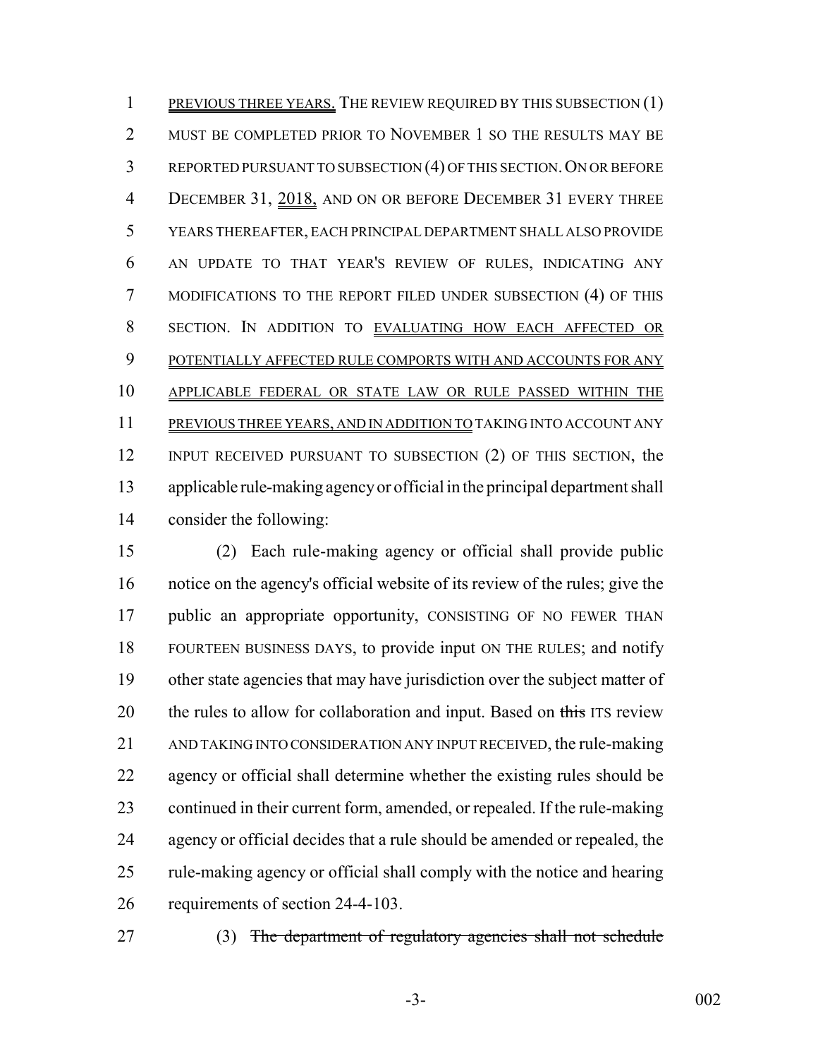PREVIOUS THREE YEARS. THE REVIEW REQUIRED BY THIS SUBSECTION (1) MUST BE COMPLETED PRIOR TO NOVEMBER 1 SO THE RESULTS MAY BE REPORTED PURSUANT TO SUBSECTION (4) OF THIS SECTION. ON OR BEFORE DECEMBER 31, 2018, AND ON OR BEFORE DECEMBER 31 EVERY THREE YEARS THEREAFTER, EACH PRINCIPAL DEPARTMENT SHALL ALSO PROVIDE AN UPDATE TO THAT YEAR'S REVIEW OF RULES, INDICATING ANY MODIFICATIONS TO THE REPORT FILED UNDER SUBSECTION (4) OF THIS SECTION. IN ADDITION TO EVALUATING HOW EACH AFFECTED OR POTENTIALLY AFFECTED RULE COMPORTS WITH AND ACCOUNTS FOR ANY APPLICABLE FEDERAL OR STATE LAW OR RULE PASSED WITHIN THE PREVIOUS THREE YEARS, AND IN ADDITION TO TAKING INTO ACCOUNT ANY INPUT RECEIVED PURSUANT TO SUBSECTION (2) OF THIS SECTION, the applicable rule-making agency or official in the principal department shall consider the following:

(2) Each rule-making agency or official shall provide public notice on the agency's official website of its review of the rules; give the public an appropriate opportunity, CONSISTING OF NO FEWER THAN FOURTEEN BUSINESS DAYS, to provide input ON THE RULES; and notify other state agencies that may have jurisdiction over the subject matter of the rules to allow for collaboration and input. Based on ~~this~~ ITS review AND TAKING INTO CONSIDERATION ANY INPUT RECEIVED, the rule-making agency or official shall determine whether the existing rules should be continued in their current form, amended, or repealed. If the rule-making agency or official decides that a rule should be amended or repealed, the rule-making agency or official shall comply with the notice and hearing requirements of section 24-4-103.

(3) ~~The department of regulatory agencies shall not schedule~~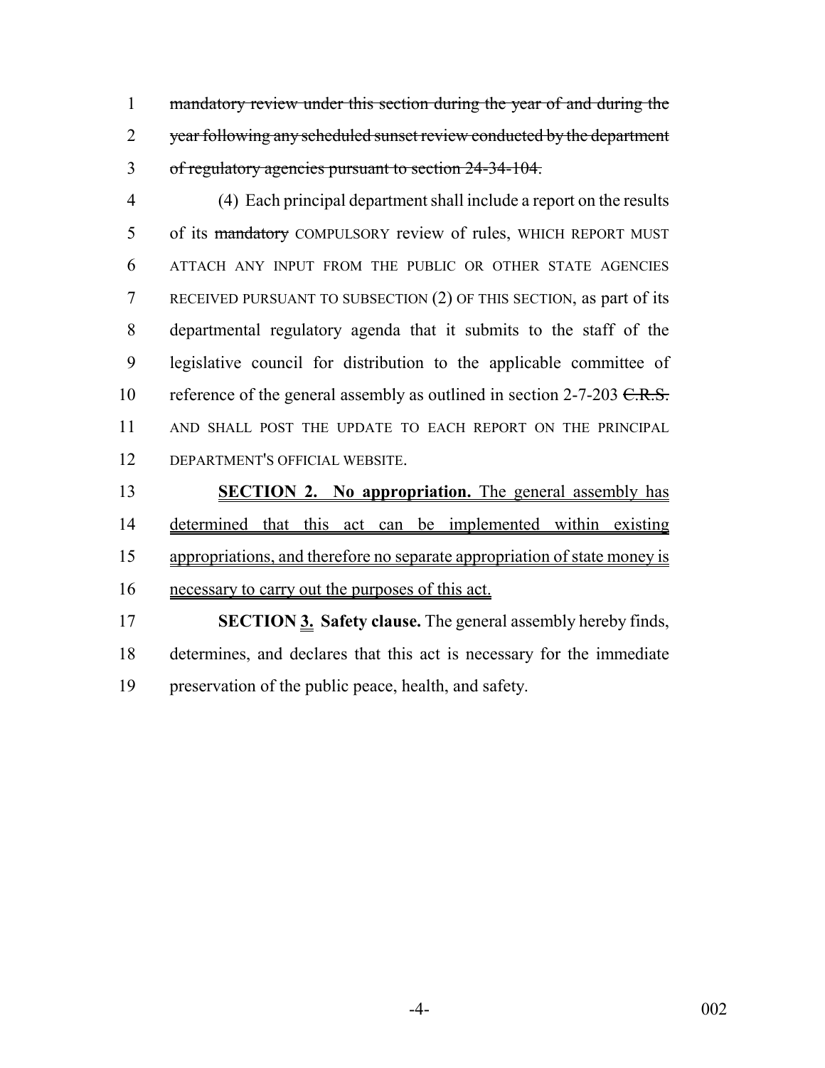~~mandatory review under this section during the year of and during the year following any scheduled sunset review conducted by the department of regulatory agencies pursuant to section 24-34-104.~~

(4) Each principal department shall include a report on the results of its ~~mandatory~~ COMPULSORY review of rules, WHICH REPORT MUST ATTACH ANY INPUT FROM THE PUBLIC OR OTHER STATE AGENCIES RECEIVED PURSUANT TO SUBSECTION (2) OF THIS SECTION, as part of its departmental regulatory agenda that it submits to the staff of the legislative council for distribution to the applicable committee of reference of the general assembly as outlined in section 2-7-203 ~~C.R.S.~~ AND SHALL POST THE UPDATE TO EACH REPORT ON THE PRINCIPAL DEPARTMENT'S OFFICIAL WEBSITE.

**SECTION 2. No appropriation.** The general assembly has determined that this act can be implemented within existing appropriations, and therefore no separate appropriation of state money is necessary to carry out the purposes of this act.

**SECTION 3. Safety clause.** The general assembly hereby finds, determines, and declares that this act is necessary for the immediate preservation of the public peace, health, and safety.